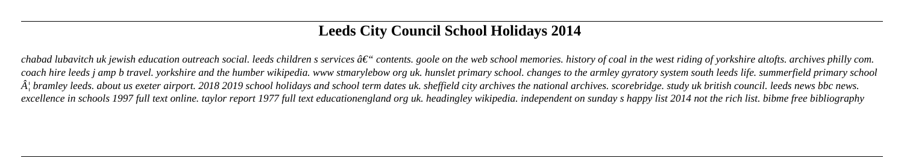# Leeds City Council School Holidays 2014

*chabad lubavitch uk jewish education outreach social. leeds children s services â€" contents. goole on the web school memories. history of coal in the west riding of yorkshire altofts. archives philly com. coach hire leeds j amp b travel. yorkshire and the humber wikipedia. www stmarylebow org uk. hunslet primary school. changes to the armley gyratory system south leeds life. summerfield primary school Â¦ bramley leeds. about us exeter airport. 2018 2019 school holidays and school term dates uk. sheffield city archives the national archives. scorebridge. study uk british council. leeds news bbc news. excellence in schools 1997 full text online. taylor report 1977 full text educationengland org uk. headingley wikipedia. independent on sunday s happy list 2014 not the rich list. bibme free bibliography*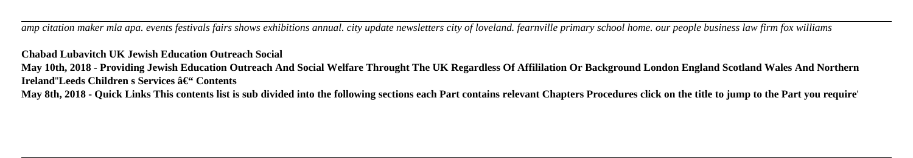*amp citation maker mla apa. events festivals fairs shows exhibitions annual. city update newsletters city of loveland. fearnville primary school home. our people business law firm fox williams*

**Chabad Lubavitch UK Jewish Education Outreach Social**

**May 10th, 2018 - Providing Jewish Education Outreach And Social Welfare Throught The UK Regardless Of Affililation Or Background London England Scotland Wales And Northern Ireland''Leeds Children s Services â€“ Contents**

**May 8th, 2018 - Quick Links This contents list is sub divided into the following sections each Part contains relevant Chapters Procedures click on the title to jump to the Part you require'**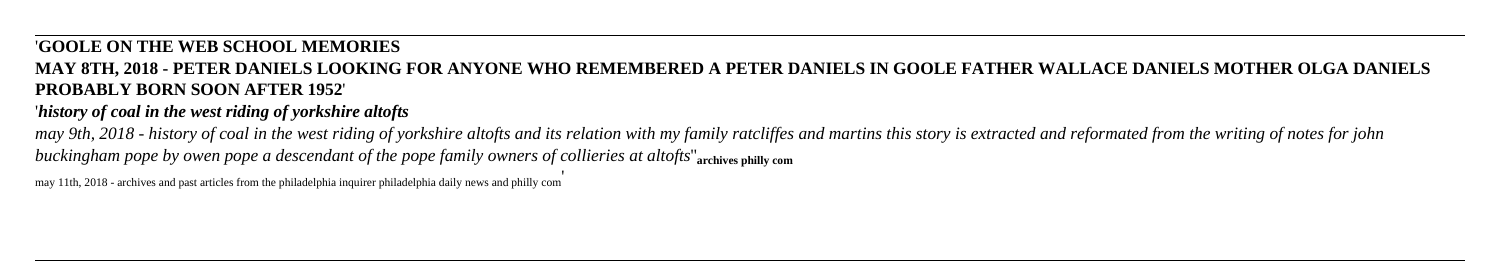'**GOOLE ON THE WEB SCHOOL MEMORIES**
**MAY 8TH, 2018 - PETER DANIELS LOOKING FOR ANYONE WHO REMEMBERED A PETER DANIELS IN GOOLE FATHER WALLACE DANIELS MOTHER OLGA DANIELS PROBABLY BORN SOON AFTER 1952**'

'***history of coal in the west riding of yorkshire altofts***

*may 9th, 2018 - history of coal in the west riding of yorkshire altofts and its relation with my family ratcliffes and martins this story is extracted and reformated from the writing of notes for john buckingham pope by owen pope a descendant of the pope family owners of collieries at altofts*''**archives philly com**

may 11th, 2018 - archives and past articles from the philadelphia inquirer philadelphia daily news and philly com'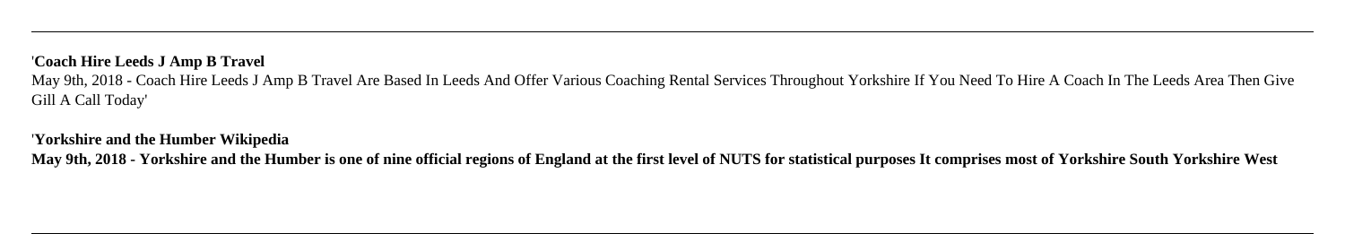'**Coach Hire Leeds J Amp B Travel**
May 9th, 2018 - Coach Hire Leeds J Amp B Travel Are Based In Leeds And Offer Various Coaching Rental Services Throughout Yorkshire If You Need To Hire A Coach In The Leeds Area Then Give Gill A Call Today'

'**Yorkshire and the Humber Wikipedia**
**May 9th, 2018 - Yorkshire and the Humber is one of nine official regions of England at the first level of NUTS for statistical purposes It comprises most of Yorkshire South Yorkshire West**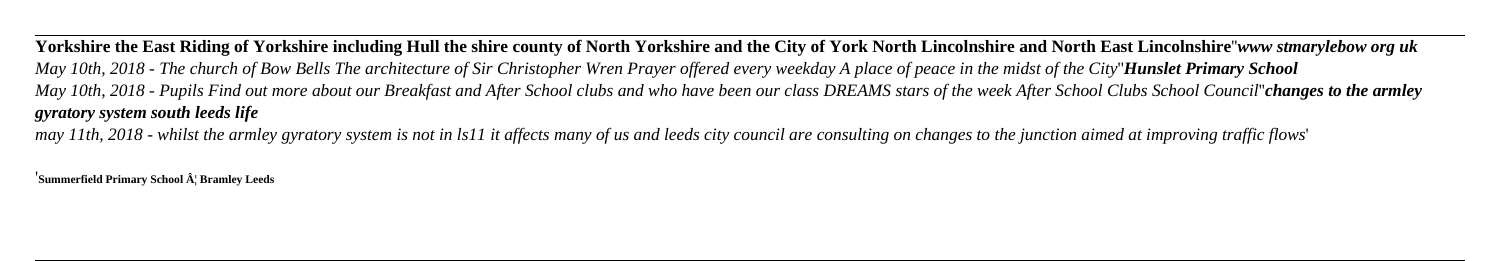**Yorkshire the East Riding of Yorkshire including Hull the shire county of North Yorkshire and the City of York North Lincolnshire and North East Lincolnshire**''***www stmarylebow org uk***
*May 10th, 2018 - The church of Bow Bells The architecture of Sir Christopher Wren Prayer offered every weekday A place of peace in the midst of the City*''***Hunslet Primary School***
*May 10th, 2018 - Pupils Find out more about our Breakfast and After School clubs and who have been our class DREAMS stars of the week After School Clubs School Council*''***changes to the armley gyratory system south leeds life***
*may 11th, 2018 - whilst the armley gyratory system is not in ls11 it affects many of us and leeds city council are consulting on changes to the junction aimed at improving traffic flows*'

'**Summerfield Primary School Â¦ Bramley Leeds**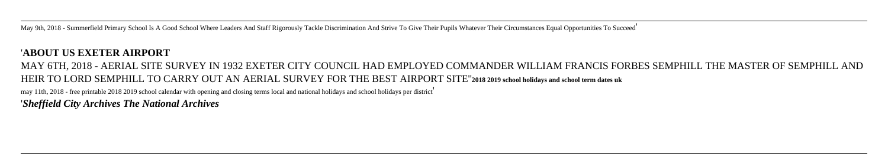May 9th, 2018 - Summerfield Primary School Is A Good School Where Leaders And Staff Rigorously Tackle Discrimination And Strive To Give Their Pupils Whatever Their Circumstances Equal Opportunities To Succeed'

'**ABOUT US EXETER AIRPORT**

MAY 6TH, 2018 - AERIAL SITE SURVEY IN 1932 EXETER CITY COUNCIL HAD EMPLOYED COMMANDER WILLIAM FRANCIS FORBES SEMPHILL THE MASTER OF SEMPHILL AND HEIR TO LORD SEMPHILL TO CARRY OUT AN AERIAL SURVEY FOR THE BEST AIRPORT SITE''**2018 2019 school holidays and school term dates uk**

may 11th, 2018 - free printable 2018 2019 school calendar with opening and closing terms local and national holidays and school holidays per district'

'***Sheffield City Archives The National Archives***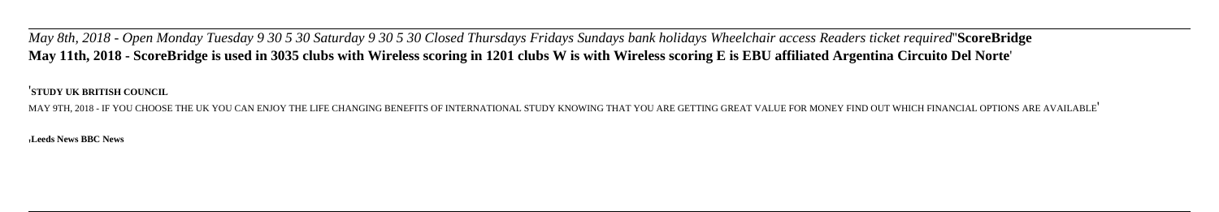*May 8th, 2018 - Open Monday Tuesday 9 30 5 30 Saturday 9 30 5 30 Closed Thursdays Fridays Sundays bank holidays Wheelchair access Readers ticket required*''**ScoreBridge May 11th, 2018 - ScoreBridge is used in 3035 clubs with Wireless scoring in 1201 clubs W is with Wireless scoring E is EBU affiliated Argentina Circuito Del Norte**'

'**STUDY UK BRITISH COUNCIL**

MAY 9TH, 2018 - IF YOU CHOOSE THE UK YOU CAN ENJOY THE LIFE CHANGING BENEFITS OF INTERNATIONAL STUDY KNOWING THAT YOU ARE GETTING GREAT VALUE FOR MONEY FIND OUT WHICH FINANCIAL OPTIONS ARE AVAILABLE'

'**Leeds News BBC News**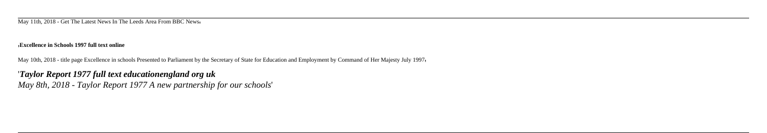May 11th, 2018 - Get The Latest News In The Leeds Area From BBC News'

'**Excellence in Schools 1997 full text online**

May 10th, 2018 - title page Excellence in schools Presented to Parliament by the Secretary of State for Education and Employment by Command of Her Majesty July 1997'

'***Taylor Report 1977 full text educationengland org uk***

*May 8th, 2018 - Taylor Report 1977 A new partnership for our schools*'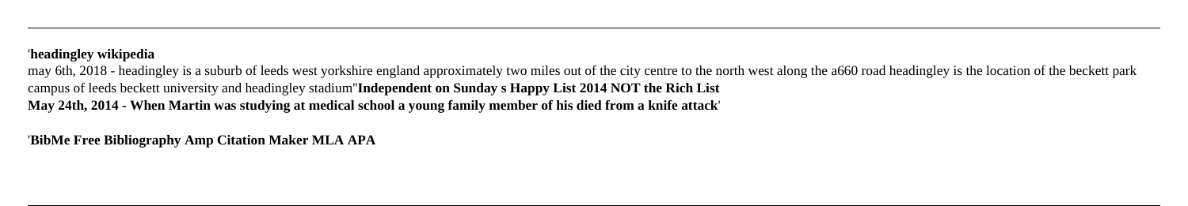'**headingley wikipedia**
may 6th, 2018 - headingley is a suburb of leeds west yorkshire england approximately two miles out of the city centre to the north west along the a660 road headingley is the location of the beckett park campus of leeds beckett university and headingley stadium''**Independent on Sunday s Happy List 2014 NOT the Rich List**
**May 24th, 2014 - When Martin was studying at medical school a young family member of his died from a knife attack**'

'**BibMe Free Bibliography Amp Citation Maker MLA APA**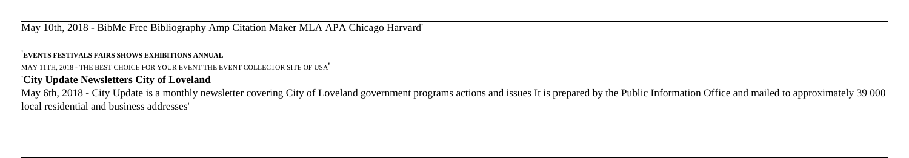May 10th, 2018 - BibMe Free Bibliography Amp Citation Maker MLA APA Chicago Harvard'

'**EVENTS FESTIVALS FAIRS SHOWS EXHIBITIONS ANNUAL**

MAY 11TH, 2018 - THE BEST CHOICE FOR YOUR EVENT THE EVENT COLLECTOR SITE OF USA'

'**City Update Newsletters City of Loveland**

May 6th, 2018 - City Update is a monthly newsletter covering City of Loveland government programs actions and issues It is prepared by the Public Information Office and mailed to approximately 39 000 local residential and business addresses'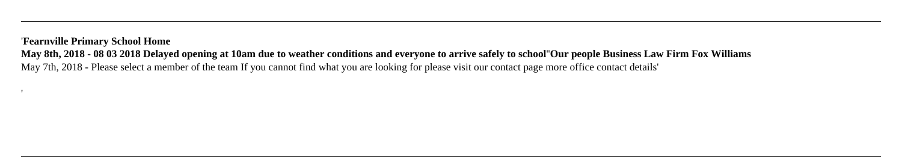'**Fearnville Primary School Home**
**May 8th, 2018 - 08 03 2018 Delayed opening at 10am due to weather conditions and everyone to arrive safely to school**''**Our people Business Law Firm Fox Williams**
May 7th, 2018 - Please select a member of the team If you cannot find what you are looking for please visit our contact page more office contact details'

'